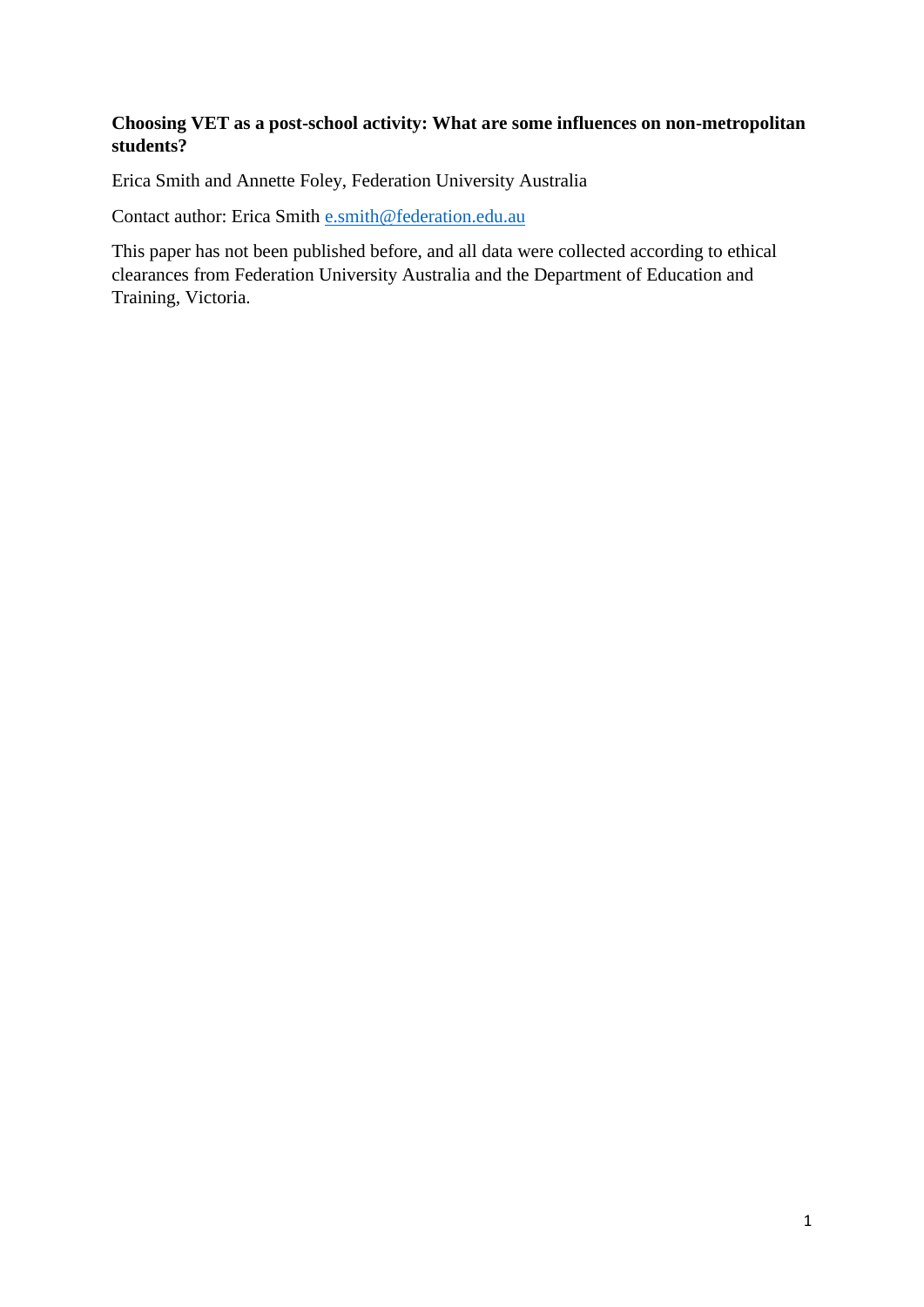**Choosing VET as a post-school activity: What are some influences on non-metropolitan students?**

Erica Smith and Annette Foley, Federation University Australia

Contact author: Erica Smith [e.smith@federation.edu.au](mailto:e.smith@federation.edu.au)

This paper has not been published before, and all data were collected according to ethical clearances from Federation University Australia and the Department of Education and Training, Victoria.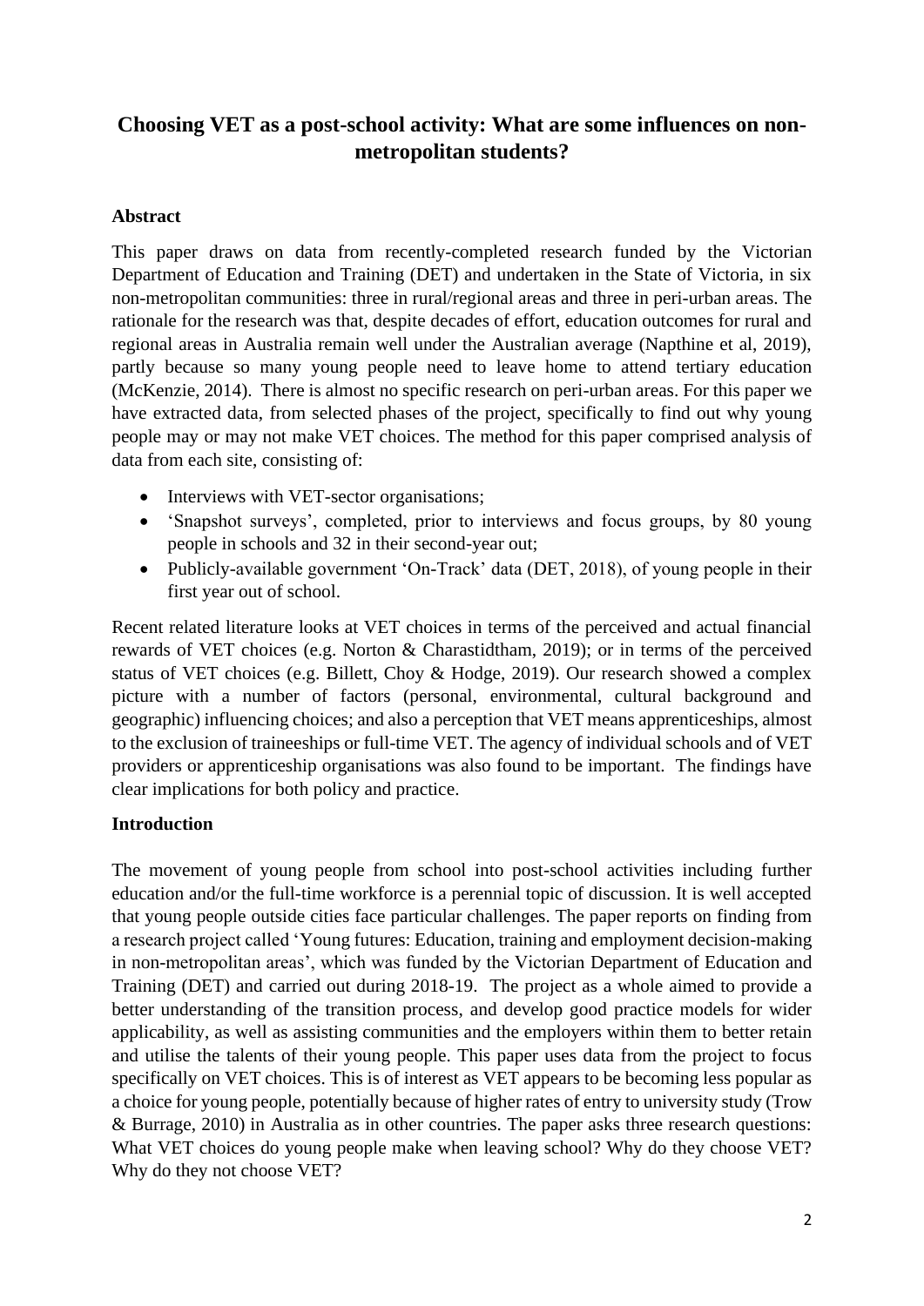# Choosing VET as a post-school activity: What are some influences on non-metropolitan students?

## Abstract

This paper draws on data from recently-completed research funded by the Victorian Department of Education and Training (DET) and undertaken in the State of Victoria, in six non-metropolitan communities: three in rural/regional areas and three in peri-urban areas. The rationale for the research was that, despite decades of effort, education outcomes for rural and regional areas in Australia remain well under the Australian average (Napthine et al, 2019), partly because so many young people need to leave home to attend tertiary education (McKenzie, 2014). There is almost no specific research on peri-urban areas. For this paper we have extracted data, from selected phases of the project, specifically to find out why young people may or may not make VET choices. The method for this paper comprised analysis of data from each site, consisting of:

- Interviews with VET-sector organisations;
- 'Snapshot surveys', completed, prior to interviews and focus groups, by 80 young people in schools and 32 in their second-year out;
- Publicly-available government 'On-Track' data (DET, 2018), of young people in their first year out of school.

Recent related literature looks at VET choices in terms of the perceived and actual financial rewards of VET choices (e.g. Norton & Charastidtham, 2019); or in terms of the perceived status of VET choices (e.g. Billett, Choy & Hodge, 2019). Our research showed a complex picture with a number of factors (personal, environmental, cultural background and geographic) influencing choices; and also a perception that VET means apprenticeships, almost to the exclusion of traineeships or full-time VET. The agency of individual schools and of VET providers or apprenticeship organisations was also found to be important. The findings have clear implications for both policy and practice.

## Introduction

The movement of young people from school into post-school activities including further education and/or the full-time workforce is a perennial topic of discussion. It is well accepted that young people outside cities face particular challenges. The paper reports on finding from a research project called 'Young futures: Education, training and employment decision-making in non-metropolitan areas', which was funded by the Victorian Department of Education and Training (DET) and carried out during 2018-19. The project as a whole aimed to provide a better understanding of the transition process, and develop good practice models for wider applicability, as well as assisting communities and the employers within them to better retain and utilise the talents of their young people. This paper uses data from the project to focus specifically on VET choices. This is of interest as VET appears to be becoming less popular as a choice for young people, potentially because of higher rates of entry to university study (Trow & Burrage, 2010) in Australia as in other countries. The paper asks three research questions: What VET choices do young people make when leaving school? Why do they choose VET? Why do they not choose VET?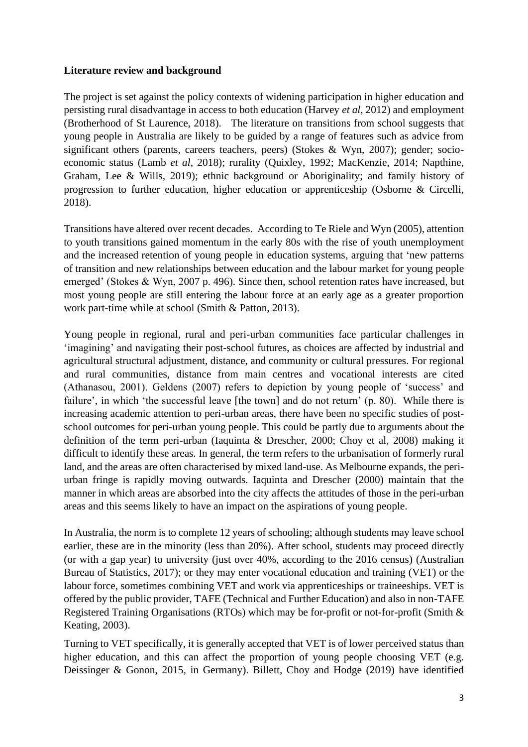**Literature review and background**

The project is set against the policy contexts of widening participation in higher education and persisting rural disadvantage in access to both education (Harvey *et al*, 2012) and employment (Brotherhood of St Laurence, 2018). The literature on transitions from school suggests that young people in Australia are likely to be guided by a range of features such as advice from significant others (parents, careers teachers, peers) (Stokes & Wyn, 2007); gender; socio-economic status (Lamb *et al*, 2018); rurality (Quixley, 1992; MacKenzie, 2014; Napthine, Graham, Lee & Wills, 2019); ethnic background or Aboriginality; and family history of progression to further education, higher education or apprenticeship (Osborne & Circelli, 2018).

Transitions have altered over recent decades. According to Te Riele and Wyn (2005), attention to youth transitions gained momentum in the early 80s with the rise of youth unemployment and the increased retention of young people in education systems, arguing that 'new patterns of transition and new relationships between education and the labour market for young people emerged' (Stokes & Wyn, 2007 p. 496). Since then, school retention rates have increased, but most young people are still entering the labour force at an early age as a greater proportion work part-time while at school (Smith & Patton, 2013).

Young people in regional, rural and peri-urban communities face particular challenges in 'imagining' and navigating their post-school futures, as choices are affected by industrial and agricultural structural adjustment, distance, and community or cultural pressures. For regional and rural communities, distance from main centres and vocational interests are cited (Athanasou, 2001). Geldens (2007) refers to depiction by young people of 'success' and failure', in which 'the successful leave [the town] and do not return' (p. 80). While there is increasing academic attention to peri-urban areas, there have been no specific studies of post-school outcomes for peri-urban young people. This could be partly due to arguments about the definition of the term peri-urban (Iaquinta & Drescher, 2000; Choy et al, 2008) making it difficult to identify these areas. In general, the term refers to the urbanisation of formerly rural land, and the areas are often characterised by mixed land-use. As Melbourne expands, the peri-urban fringe is rapidly moving outwards. Iaquinta and Drescher (2000) maintain that the manner in which areas are absorbed into the city affects the attitudes of those in the peri-urban areas and this seems likely to have an impact on the aspirations of young people.

In Australia, the norm is to complete 12 years of schooling; although students may leave school earlier, these are in the minority (less than 20%). After school, students may proceed directly (or with a gap year) to university (just over 40%, according to the 2016 census) (Australian Bureau of Statistics, 2017); or they may enter vocational education and training (VET) or the labour force, sometimes combining VET and work via apprenticeships or traineeships. VET is offered by the public provider, TAFE (Technical and Further Education) and also in non-TAFE Registered Training Organisations (RTOs) which may be for-profit or not-for-profit (Smith & Keating, 2003).

Turning to VET specifically, it is generally accepted that VET is of lower perceived status than higher education, and this can affect the proportion of young people choosing VET (e.g. Deissinger & Gonon, 2015, in Germany). Billett, Choy and Hodge (2019) have identified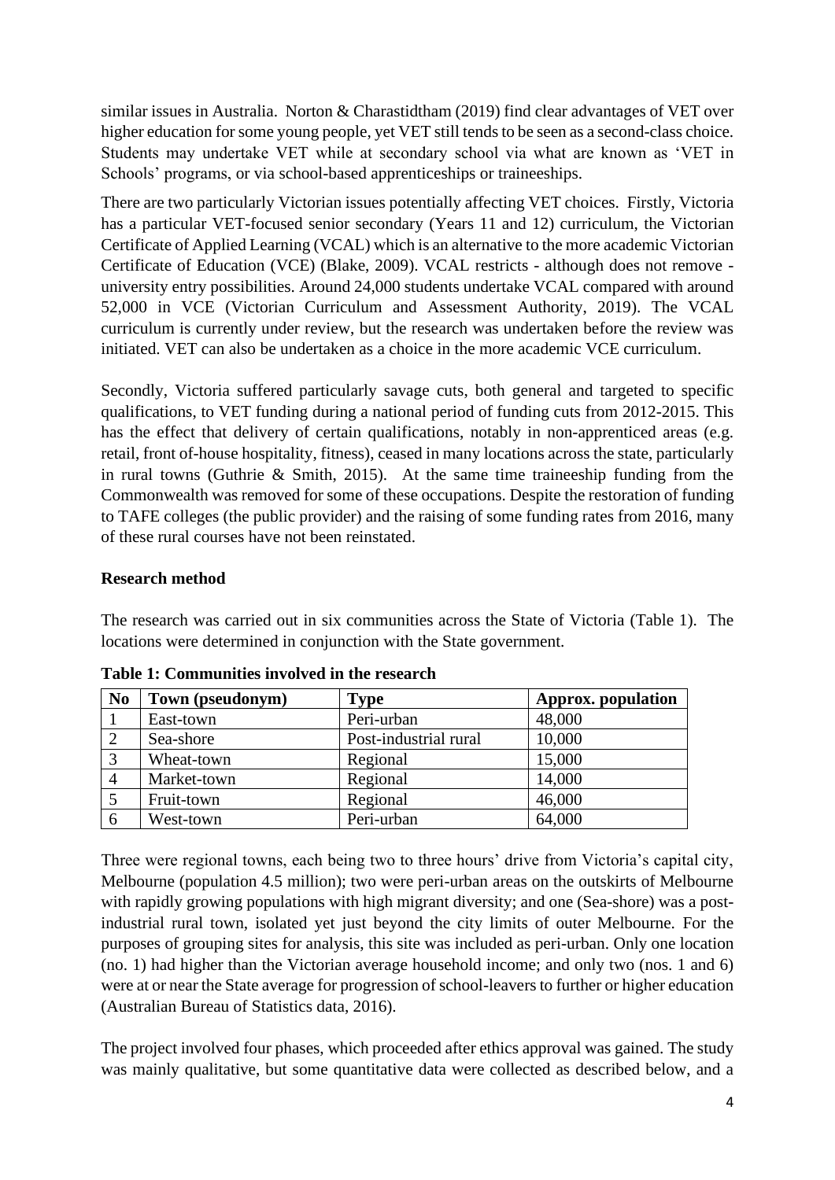similar issues in Australia. Norton & Charastidtham (2019) find clear advantages of VET over higher education for some young people, yet VET still tends to be seen as a second-class choice. Students may undertake VET while at secondary school via what are known as 'VET in Schools' programs, or via school-based apprenticeships or traineeships.

There are two particularly Victorian issues potentially affecting VET choices. Firstly, Victoria has a particular VET-focused senior secondary (Years 11 and 12) curriculum, the Victorian Certificate of Applied Learning (VCAL) which is an alternative to the more academic Victorian Certificate of Education (VCE) (Blake, 2009). VCAL restricts - although does not remove - university entry possibilities. Around 24,000 students undertake VCAL compared with around 52,000 in VCE (Victorian Curriculum and Assessment Authority, 2019). The VCAL curriculum is currently under review, but the research was undertaken before the review was initiated. VET can also be undertaken as a choice in the more academic VCE curriculum.

Secondly, Victoria suffered particularly savage cuts, both general and targeted to specific qualifications, to VET funding during a national period of funding cuts from 2012-2015. This has the effect that delivery of certain qualifications, notably in non-apprenticed areas (e.g. retail, front of-house hospitality, fitness), ceased in many locations across the state, particularly in rural towns (Guthrie & Smith, 2015). At the same time traineeship funding from the Commonwealth was removed for some of these occupations. Despite the restoration of funding to TAFE colleges (the public provider) and the raising of some funding rates from 2016, many of these rural courses have not been reinstated.

## Research method

The research was carried out in six communities across the State of Victoria (Table 1). The locations were determined in conjunction with the State government.

**Table 1: Communities involved in the research**

| No | Town (pseudonym) | Type | Approx. population |
|---|---|---|---|
| 1 | East-town | Peri-urban | 48,000 |
| 2 | Sea-shore | Post-industrial rural | 10,000 |
| 3 | Wheat-town | Regional | 15,000 |
| 4 | Market-town | Regional | 14,000 |
| 5 | Fruit-town | Regional | 46,000 |
| 6 | West-town | Peri-urban | 64,000 |

Three were regional towns, each being two to three hours' drive from Victoria's capital city, Melbourne (population 4.5 million); two were peri-urban areas on the outskirts of Melbourne with rapidly growing populations with high migrant diversity; and one (Sea-shore) was a post-industrial rural town, isolated yet just beyond the city limits of outer Melbourne. For the purposes of grouping sites for analysis, this site was included as peri-urban. Only one location (no. 1) had higher than the Victorian average household income; and only two (nos. 1 and 6) were at or near the State average for progression of school-leavers to further or higher education (Australian Bureau of Statistics data, 2016).

The project involved four phases, which proceeded after ethics approval was gained. The study was mainly qualitative, but some quantitative data were collected as described below, and a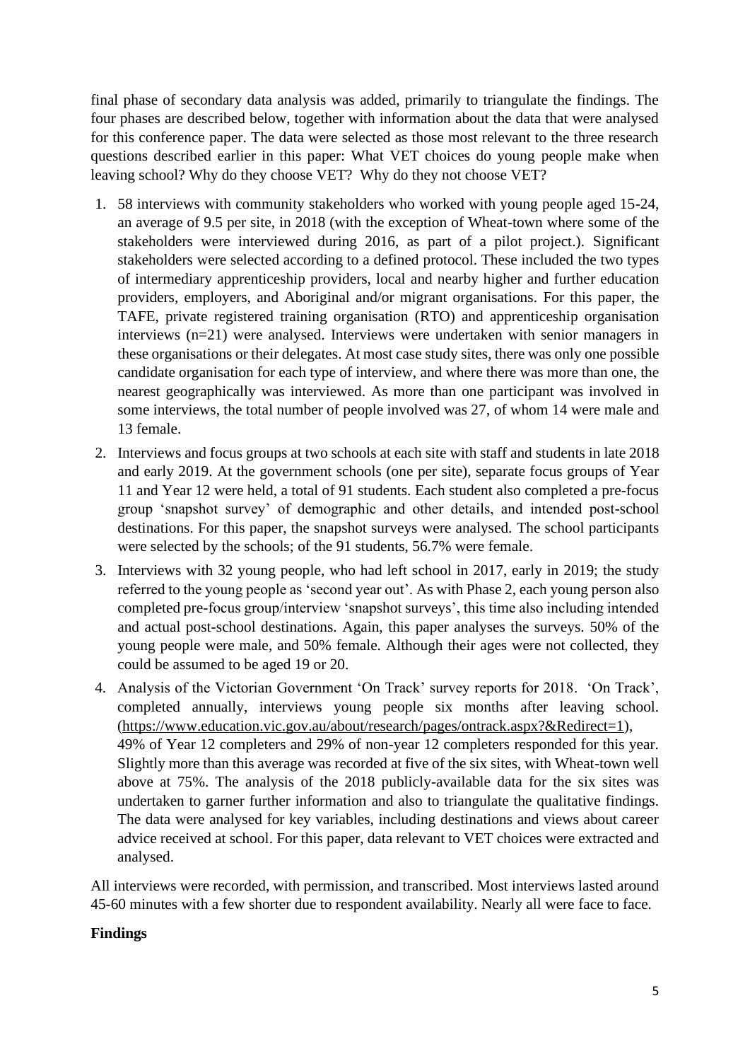final phase of secondary data analysis was added, primarily to triangulate the findings. The four phases are described below, together with information about the data that were analysed for this conference paper. The data were selected as those most relevant to the three research questions described earlier in this paper: What VET choices do young people make when leaving school? Why do they choose VET? Why do they not choose VET?

1. 58 interviews with community stakeholders who worked with young people aged 15-24, an average of 9.5 per site, in 2018 (with the exception of Wheat-town where some of the stakeholders were interviewed during 2016, as part of a pilot project.). Significant stakeholders were selected according to a defined protocol. These included the two types of intermediary apprenticeship providers, local and nearby higher and further education providers, employers, and Aboriginal and/or migrant organisations. For this paper, the TAFE, private registered training organisation (RTO) and apprenticeship organisation interviews (n=21) were analysed. Interviews were undertaken with senior managers in these organisations or their delegates. At most case study sites, there was only one possible candidate organisation for each type of interview, and where there was more than one, the nearest geographically was interviewed. As more than one participant was involved in some interviews, the total number of people involved was 27, of whom 14 were male and 13 female.
2. Interviews and focus groups at two schools at each site with staff and students in late 2018 and early 2019. At the government schools (one per site), separate focus groups of Year 11 and Year 12 were held, a total of 91 students. Each student also completed a pre-focus group 'snapshot survey' of demographic and other details, and intended post-school destinations. For this paper, the snapshot surveys were analysed. The school participants were selected by the schools; of the 91 students, 56.7% were female.
3. Interviews with 32 young people, who had left school in 2017, early in 2019; the study referred to the young people as 'second year out'. As with Phase 2, each young person also completed pre-focus group/interview 'snapshot surveys', this time also including intended and actual post-school destinations. Again, this paper analyses the surveys. 50% of the young people were male, and 50% female. Although their ages were not collected, they could be assumed to be aged 19 or 20.
4. Analysis of the Victorian Government 'On Track' survey reports for 2018. 'On Track', completed annually, interviews young people six months after leaving school. (https://www.education.vic.gov.au/about/research/pages/ontrack.aspx?&Redirect=1), 49% of Year 12 completers and 29% of non-year 12 completers responded for this year. Slightly more than this average was recorded at five of the six sites, with Wheat-town well above at 75%. The analysis of the 2018 publicly-available data for the six sites was undertaken to garner further information and also to triangulate the qualitative findings. The data were analysed for key variables, including destinations and views about career advice received at school. For this paper, data relevant to VET choices were extracted and analysed.

All interviews were recorded, with permission, and transcribed. Most interviews lasted around 45-60 minutes with a few shorter due to respondent availability. Nearly all were face to face.

## Findings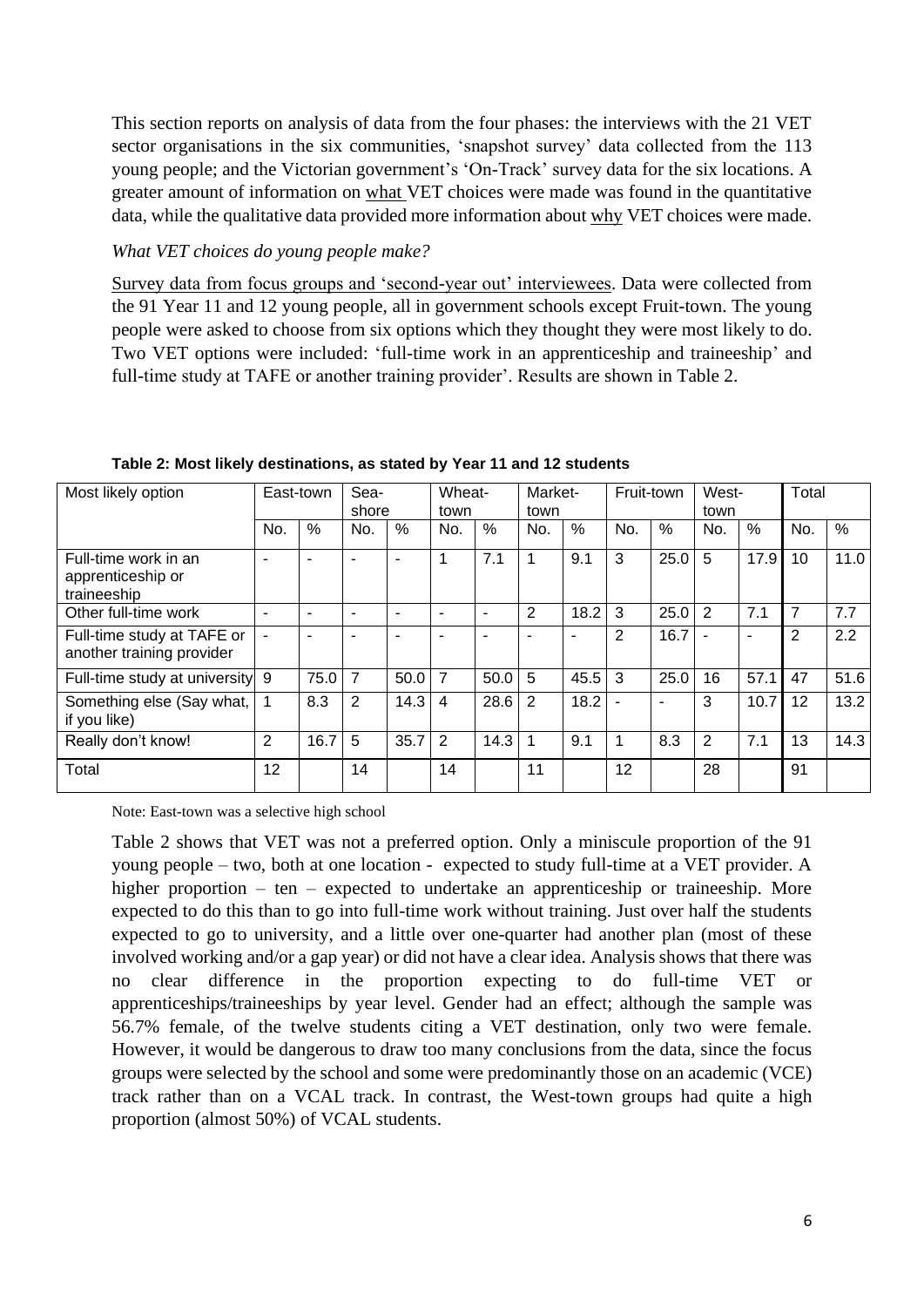This section reports on analysis of data from the four phases: the interviews with the 21 VET sector organisations in the six communities, 'snapshot survey' data collected from the 113 young people; and the Victorian government's 'On-Track' survey data for the six locations. A greater amount of information on what VET choices were made was found in the quantitative data, while the qualitative data provided more information about why VET choices were made.

*What VET choices do young people make?*

Survey data from focus groups and 'second-year out' interviewees. Data were collected from the 91 Year 11 and 12 young people, all in government schools except Fruit-town. The young people were asked to choose from six options which they thought they were most likely to do. Two VET options were included: 'full-time work in an apprenticeship and traineeship' and full-time study at TAFE or another training provider'. Results are shown in Table 2.

**Table 2: Most likely destinations, as stated by Year 11 and 12 students**

| Most likely option | East-town | | Sea-shore | | Wheat-town | | Market-town | | Fruit-town | | West-town | | Total | |
|---|---|---|---|---|---|---|---|---|---|---|---|---|---|---|
| | No. | % | No. | % | No. | % | No. | % | No. | % | No. | % | No. | % |
| Full-time work in an apprenticeship or traineeship | - | - | - | - | 1 | 7.1 | 1 | 9.1 | 3 | 25.0 | 5 | 17.9 | 10 | 11.0 |
| Other full-time work | - | - | - | - | - | - | 2 | 18.2 | 3 | 25.0 | 2 | 7.1 | 7 | 7.7 |
| Full-time study at TAFE or another training provider | - | - | - | - | - | - | - | - | 2 | 16.7 | - | - | 2 | 2.2 |
| Full-time study at university | 9 | 75.0 | 7 | 50.0 | 7 | 50.0 | 5 | 45.5 | 3 | 25.0 | 16 | 57.1 | 47 | 51.6 |
| Something else (Say what, if you like) | 1 | 8.3 | 2 | 14.3 | 4 | 28.6 | 2 | 18.2 | - | - | 3 | 10.7 | 12 | 13.2 |
| Really don't know! | 2 | 16.7 | 5 | 35.7 | 2 | 14.3 | 1 | 9.1 | 1 | 8.3 | 2 | 7.1 | 13 | 14.3 |
| Total | 12 | | 14 | | 14 | | 11 | | 12 | | 28 | | 91 | |

Note: East-town was a selective high school

Table 2 shows that VET was not a preferred option. Only a miniscule proportion of the 91 young people – two, both at one location - expected to study full-time at a VET provider. A higher proportion – ten – expected to undertake an apprenticeship or traineeship. More expected to do this than to go into full-time work without training. Just over half the students expected to go to university, and a little over one-quarter had another plan (most of these involved working and/or a gap year) or did not have a clear idea. Analysis shows that there was no clear difference in the proportion expecting to do full-time VET or apprenticeships/traineeships by year level. Gender had an effect; although the sample was 56.7% female, of the twelve students citing a VET destination, only two were female. However, it would be dangerous to draw too many conclusions from the data, since the focus groups were selected by the school and some were predominantly those on an academic (VCE) track rather than on a VCAL track. In contrast, the West-town groups had quite a high proportion (almost 50%) of VCAL students.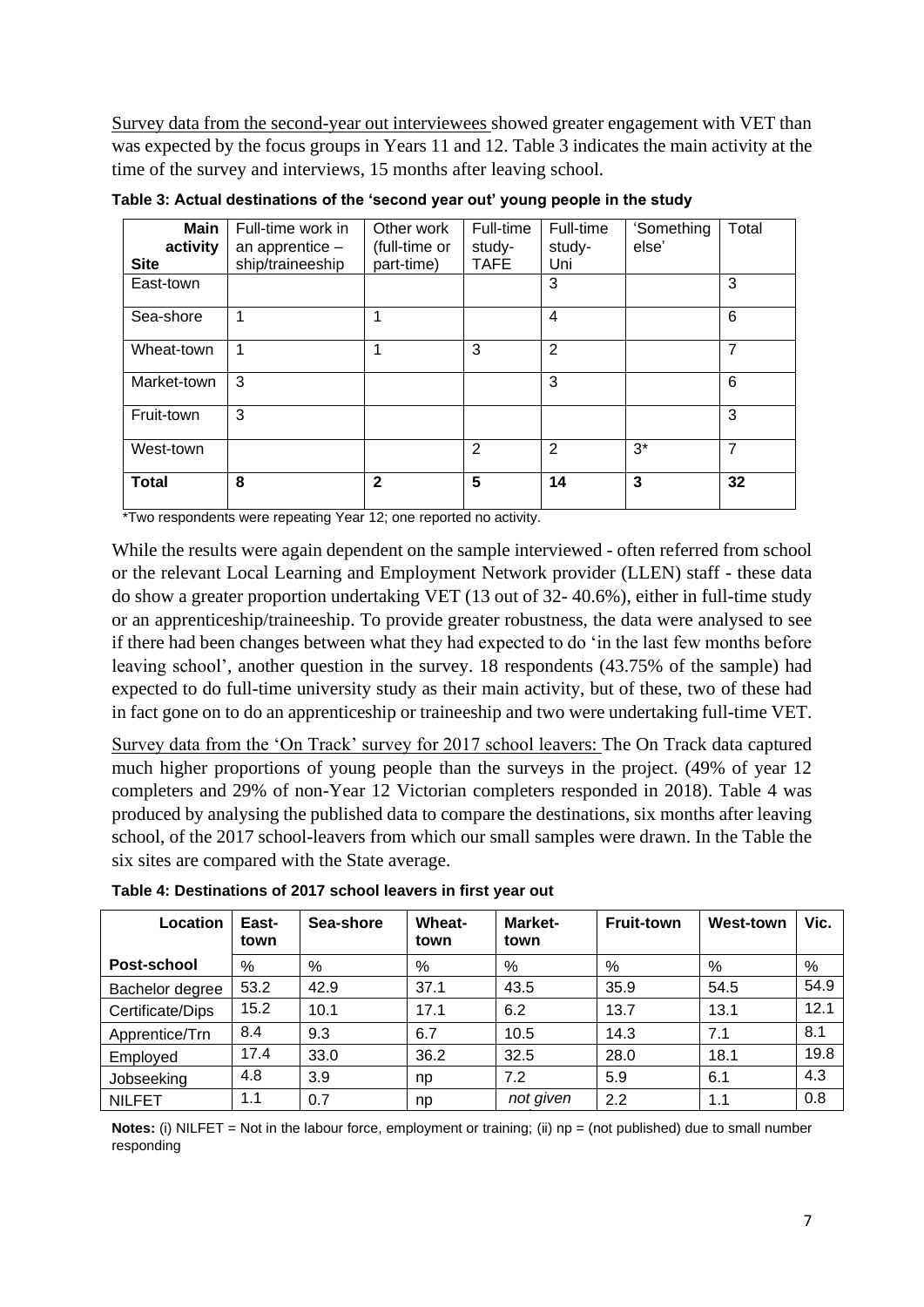Survey data from the second-year out interviewees showed greater engagement with VET than was expected by the focus groups in Years 11 and 12. Table 3 indicates the main activity at the time of the survey and interviews, 15 months after leaving school.

**Table 3: Actual destinations of the 'second year out' young people in the study**

| Main activity / Site | Full-time work in an apprentice – ship/traineeship | Other work (full-time or part-time) | Full-time study- TAFE | Full-time study- Uni | 'Something else' | Total |
|---|---|---|---|---|---|---|
| East-town | | | | 3 | | 3 |
| Sea-shore | 1 | 1 | | 4 | | 6 |
| Wheat-town | 1 | 1 | 3 | 2 | | 7 |
| Market-town | 3 | | | 3 | | 6 |
| Fruit-town | 3 | | | | | 3 |
| West-town | | | 2 | 2 | 3* | 7 |
| **Total** | **8** | **2** | **5** | **14** | **3** | **32** |

*Two respondents were repeating Year 12; one reported no activity.

While the results were again dependent on the sample interviewed - often referred from school or the relevant Local Learning and Employment Network provider (LLEN) staff - these data do show a greater proportion undertaking VET (13 out of 32- 40.6%), either in full-time study or an apprenticeship/traineeship. To provide greater robustness, the data were analysed to see if there had been changes between what they had expected to do 'in the last few months before leaving school', another question in the survey. 18 respondents (43.75% of the sample) had expected to do full-time university study as their main activity, but of these, two of these had in fact gone on to do an apprenticeship or traineeship and two were undertaking full-time VET.

Survey data from the 'On Track' survey for 2017 school leavers: The On Track data captured much higher proportions of young people than the surveys in the project. (49% of year 12 completers and 29% of non-Year 12 Victorian completers responded in 2018). Table 4 was produced by analysing the published data to compare the destinations, six months after leaving school, of the 2017 school-leavers from which our small samples were drawn. In the Table the six sites are compared with the State average.

**Table 4: Destinations of 2017 school leavers in first year out**

| Location | East-town | Sea-shore | Wheat-town | Market-town | Fruit-town | West-town | Vic. |
|---|---|---|---|---|---|---|---|
| **Post-school** | % | % | % | % | % | % | % |
| Bachelor degree | 53.2 | 42.9 | 37.1 | 43.5 | 35.9 | 54.5 | 54.9 |
| Certificate/Dips | 15.2 | 10.1 | 17.1 | 6.2 | 13.7 | 13.1 | 12.1 |
| Apprentice/Trn | 8.4 | 9.3 | 6.7 | 10.5 | 14.3 | 7.1 | 8.1 |
| Employed | 17.4 | 33.0 | 36.2 | 32.5 | 28.0 | 18.1 | 19.8 |
| Jobseeking | 4.8 | 3.9 | np | 7.2 | 5.9 | 6.1 | 4.3 |
| NILFET | 1.1 | 0.7 | np | *not given* | 2.2 | 1.1 | 0.8 |

**Notes:** (i) NILFET = Not in the labour force, employment or training; (ii) np = (not published) due to small number responding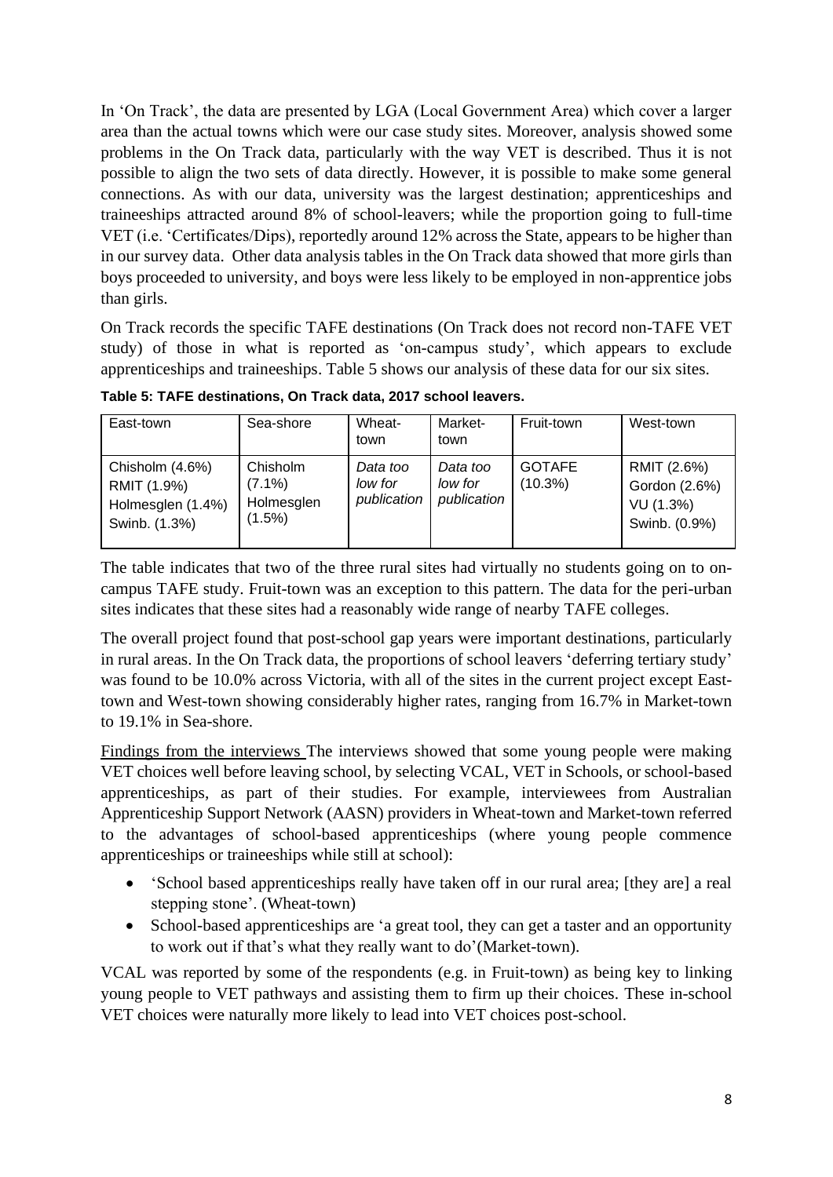In 'On Track', the data are presented by LGA (Local Government Area) which cover a larger area than the actual towns which were our case study sites. Moreover, analysis showed some problems in the On Track data, particularly with the way VET is described. Thus it is not possible to align the two sets of data directly. However, it is possible to make some general connections. As with our data, university was the largest destination; apprenticeships and traineeships attracted around 8% of school-leavers; while the proportion going to full-time VET (i.e. 'Certificates/Dips), reportedly around 12% across the State, appears to be higher than in our survey data. Other data analysis tables in the On Track data showed that more girls than boys proceeded to university, and boys were less likely to be employed in non-apprentice jobs than girls.

On Track records the specific TAFE destinations (On Track does not record non-TAFE VET study) of those in what is reported as 'on-campus study', which appears to exclude apprenticeships and traineeships. Table 5 shows our analysis of these data for our six sites.

**Table 5: TAFE destinations, On Track data, 2017 school leavers.**

| East-town | Sea-shore | Wheat-town | Market-town | Fruit-town | West-town |
|---|---|---|---|---|---|
| Chisholm (4.6%)<br>RMIT (1.9%)<br>Holmesglen (1.4%)<br>Swinb. (1.3%) | Chisholm (7.1%)<br>Holmesglen (1.5%) | *Data too low for publication* | *Data too low for publication* | GOTAFE (10.3%) | RMIT (2.6%)<br>Gordon (2.6%)<br>VU (1.3%)<br>Swinb. (0.9%) |

The table indicates that two of the three rural sites had virtually no students going on to on-campus TAFE study. Fruit-town was an exception to this pattern. The data for the peri-urban sites indicates that these sites had a reasonably wide range of nearby TAFE colleges.

The overall project found that post-school gap years were important destinations, particularly in rural areas. In the On Track data, the proportions of school leavers 'deferring tertiary study' was found to be 10.0% across Victoria, with all of the sites in the current project except East-town and West-town showing considerably higher rates, ranging from 16.7% in Market-town to 19.1% in Sea-shore.

Findings from the interviews The interviews showed that some young people were making VET choices well before leaving school, by selecting VCAL, VET in Schools, or school-based apprenticeships, as part of their studies. For example, interviewees from Australian Apprenticeship Support Network (AASN) providers in Wheat-town and Market-town referred to the advantages of school-based apprenticeships (where young people commence apprenticeships or traineeships while still at school):

- 'School based apprenticeships really have taken off in our rural area; [they are] a real stepping stone'. (Wheat-town)
- School-based apprenticeships are 'a great tool, they can get a taster and an opportunity to work out if that's what they really want to do'(Market-town).

VCAL was reported by some of the respondents (e.g. in Fruit-town) as being key to linking young people to VET pathways and assisting them to firm up their choices. These in-school VET choices were naturally more likely to lead into VET choices post-school.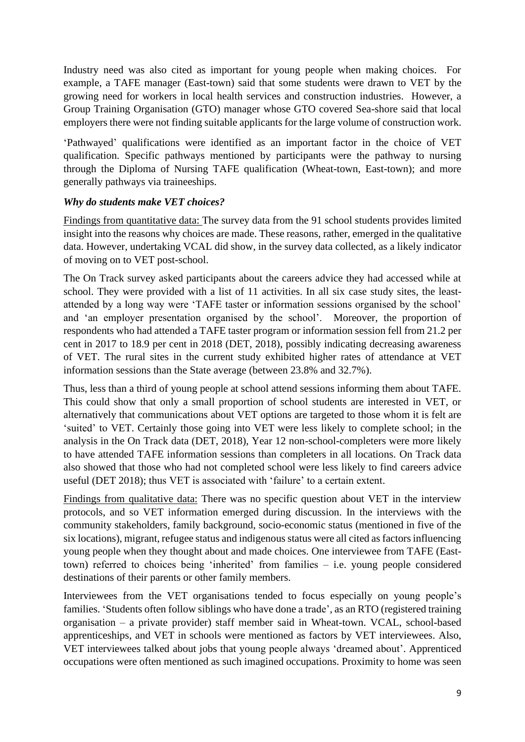Industry need was also cited as important for young people when making choices. For example, a TAFE manager (East-town) said that some students were drawn to VET by the growing need for workers in local health services and construction industries. However, a Group Training Organisation (GTO) manager whose GTO covered Sea-shore said that local employers there were not finding suitable applicants for the large volume of construction work.

'Pathwayed' qualifications were identified as an important factor in the choice of VET qualification. Specific pathways mentioned by participants were the pathway to nursing through the Diploma of Nursing TAFE qualification (Wheat-town, East-town); and more generally pathways via traineeships.

### *Why do students make VET choices?*

<u>Findings from quantitative data:</u> The survey data from the 91 school students provides limited insight into the reasons why choices are made. These reasons, rather, emerged in the qualitative data. However, undertaking VCAL did show, in the survey data collected, as a likely indicator of moving on to VET post-school.

The On Track survey asked participants about the careers advice they had accessed while at school. They were provided with a list of 11 activities. In all six case study sites, the least-attended by a long way were 'TAFE taster or information sessions organised by the school' and 'an employer presentation organised by the school'. Moreover, the proportion of respondents who had attended a TAFE taster program or information session fell from 21.2 per cent in 2017 to 18.9 per cent in 2018 (DET, 2018), possibly indicating decreasing awareness of VET. The rural sites in the current study exhibited higher rates of attendance at VET information sessions than the State average (between 23.8% and 32.7%).

Thus, less than a third of young people at school attend sessions informing them about TAFE. This could show that only a small proportion of school students are interested in VET, or alternatively that communications about VET options are targeted to those whom it is felt are 'suited' to VET. Certainly those going into VET were less likely to complete school; in the analysis in the On Track data (DET, 2018), Year 12 non-school-completers were more likely to have attended TAFE information sessions than completers in all locations. On Track data also showed that those who had not completed school were less likely to find careers advice useful (DET 2018); thus VET is associated with 'failure' to a certain extent.

<u>Findings from qualitative data:</u> There was no specific question about VET in the interview protocols, and so VET information emerged during discussion. In the interviews with the community stakeholders, family background, socio-economic status (mentioned in five of the six locations), migrant, refugee status and indigenous status were all cited as factors influencing young people when they thought about and made choices. One interviewee from TAFE (East-town) referred to choices being 'inherited' from families – i.e. young people considered destinations of their parents or other family members.

Interviewees from the VET organisations tended to focus especially on young people's families. 'Students often follow siblings who have done a trade', as an RTO (registered training organisation – a private provider) staff member said in Wheat-town. VCAL, school-based apprenticeships, and VET in schools were mentioned as factors by VET interviewees. Also, VET interviewees talked about jobs that young people always 'dreamed about'. Apprenticed occupations were often mentioned as such imagined occupations. Proximity to home was seen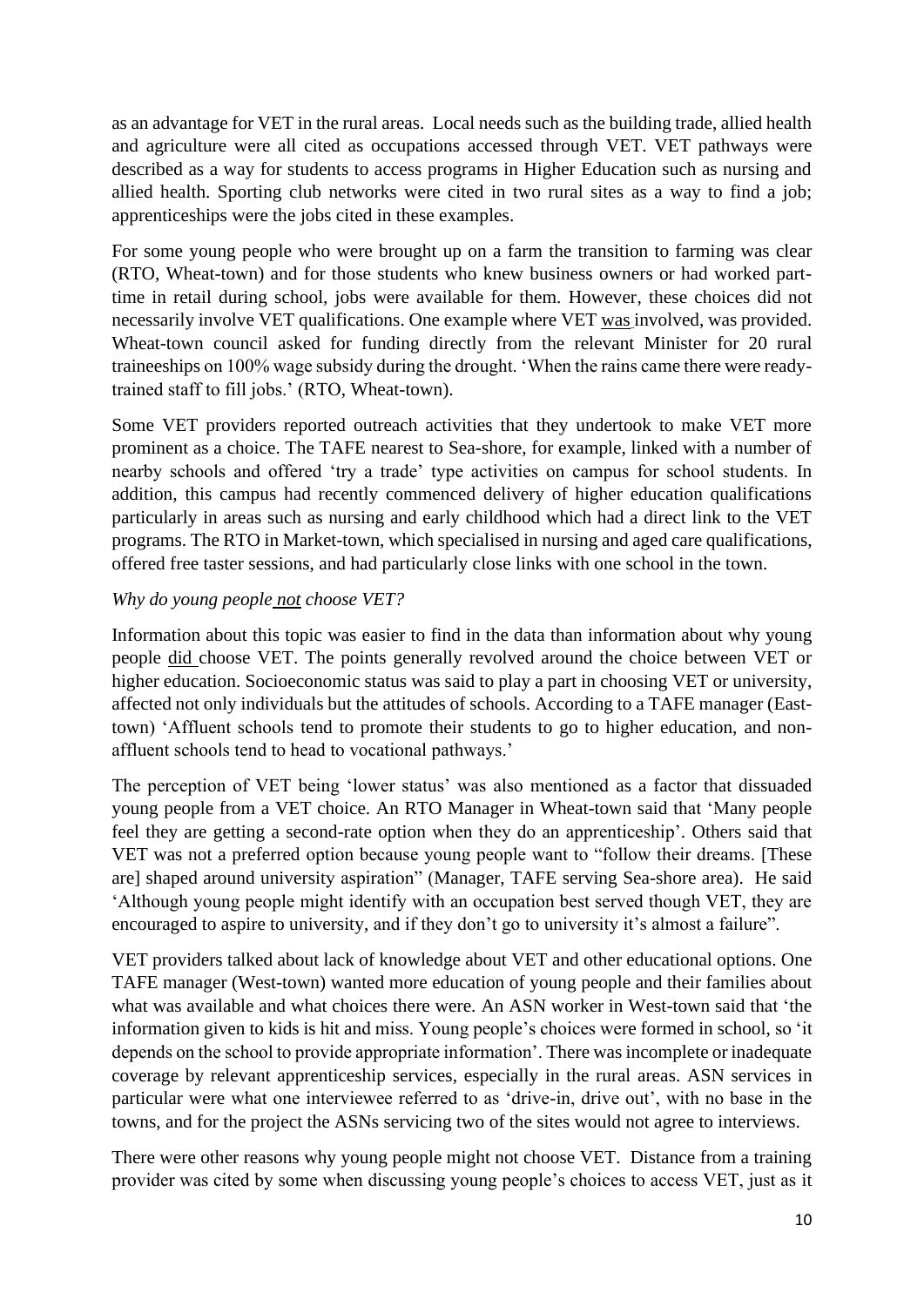as an advantage for VET in the rural areas. Local needs such as the building trade, allied health and agriculture were all cited as occupations accessed through VET. VET pathways were described as a way for students to access programs in Higher Education such as nursing and allied health. Sporting club networks were cited in two rural sites as a way to find a job; apprenticeships were the jobs cited in these examples.

For some young people who were brought up on a farm the transition to farming was clear (RTO, Wheat-town) and for those students who knew business owners or had worked part-time in retail during school, jobs were available for them. However, these choices did not necessarily involve VET qualifications. One example where VET <u>was</u> involved, was provided. Wheat-town council asked for funding directly from the relevant Minister for 20 rural traineeships on 100% wage subsidy during the drought. 'When the rains came there were ready-trained staff to fill jobs.' (RTO, Wheat-town).

Some VET providers reported outreach activities that they undertook to make VET more prominent as a choice. The TAFE nearest to Sea-shore, for example, linked with a number of nearby schools and offered 'try a trade' type activities on campus for school students. In addition, this campus had recently commenced delivery of higher education qualifications particularly in areas such as nursing and early childhood which had a direct link to the VET programs. The RTO in Market-town, which specialised in nursing and aged care qualifications, offered free taster sessions, and had particularly close links with one school in the town.

*Why do young people <u>not</u> choose VET?*

Information about this topic was easier to find in the data than information about why young people <u>did</u> choose VET. The points generally revolved around the choice between VET or higher education. Socioeconomic status was said to play a part in choosing VET or university, affected not only individuals but the attitudes of schools. According to a TAFE manager (East-town) 'Affluent schools tend to promote their students to go to higher education, and non-affluent schools tend to head to vocational pathways.'

The perception of VET being 'lower status' was also mentioned as a factor that dissuaded young people from a VET choice. An RTO Manager in Wheat-town said that 'Many people feel they are getting a second-rate option when they do an apprenticeship'. Others said that VET was not a preferred option because young people want to "follow their dreams. [These are] shaped around university aspiration" (Manager, TAFE serving Sea-shore area). He said 'Although young people might identify with an occupation best served though VET, they are encouraged to aspire to university, and if they don't go to university it's almost a failure".

VET providers talked about lack of knowledge about VET and other educational options. One TAFE manager (West-town) wanted more education of young people and their families about what was available and what choices there were. An ASN worker in West-town said that 'the information given to kids is hit and miss. Young people's choices were formed in school, so 'it depends on the school to provide appropriate information'. There was incomplete or inadequate coverage by relevant apprenticeship services, especially in the rural areas. ASN services in particular were what one interviewee referred to as 'drive-in, drive out', with no base in the towns, and for the project the ASNs servicing two of the sites would not agree to interviews.

There were other reasons why young people might not choose VET. Distance from a training provider was cited by some when discussing young people's choices to access VET, just as it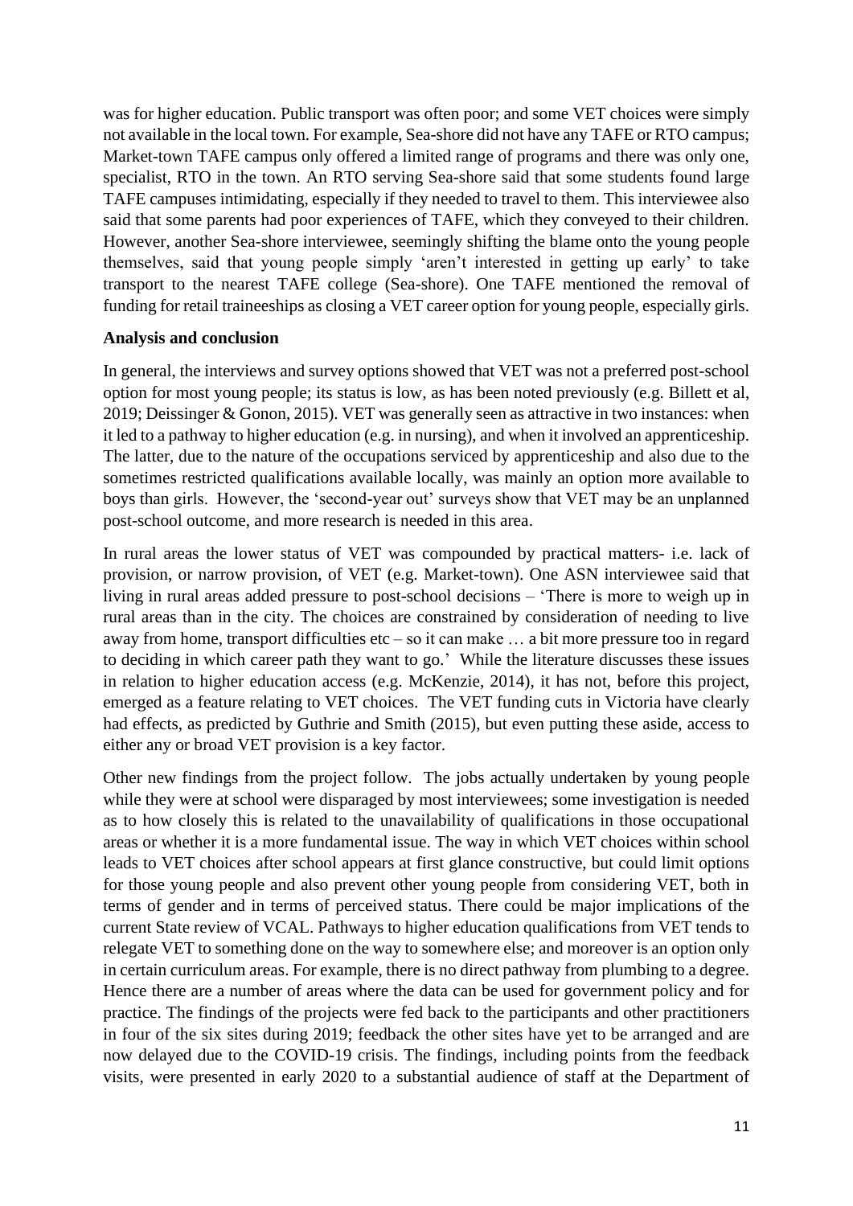was for higher education. Public transport was often poor; and some VET choices were simply not available in the local town. For example, Sea-shore did not have any TAFE or RTO campus; Market-town TAFE campus only offered a limited range of programs and there was only one, specialist, RTO in the town. An RTO serving Sea-shore said that some students found large TAFE campuses intimidating, especially if they needed to travel to them. This interviewee also said that some parents had poor experiences of TAFE, which they conveyed to their children. However, another Sea-shore interviewee, seemingly shifting the blame onto the young people themselves, said that young people simply 'aren't interested in getting up early' to take transport to the nearest TAFE college (Sea-shore). One TAFE mentioned the removal of funding for retail traineeships as closing a VET career option for young people, especially girls.

**Analysis and conclusion**

In general, the interviews and survey options showed that VET was not a preferred post-school option for most young people; its status is low, as has been noted previously (e.g. Billett et al, 2019; Deissinger & Gonon, 2015). VET was generally seen as attractive in two instances: when it led to a pathway to higher education (e.g. in nursing), and when it involved an apprenticeship. The latter, due to the nature of the occupations serviced by apprenticeship and also due to the sometimes restricted qualifications available locally, was mainly an option more available to boys than girls. However, the 'second-year out' surveys show that VET may be an unplanned post-school outcome, and more research is needed in this area.

In rural areas the lower status of VET was compounded by practical matters- i.e. lack of provision, or narrow provision, of VET (e.g. Market-town). One ASN interviewee said that living in rural areas added pressure to post-school decisions – 'There is more to weigh up in rural areas than in the city. The choices are constrained by consideration of needing to live away from home, transport difficulties etc – so it can make … a bit more pressure too in regard to deciding in which career path they want to go.' While the literature discusses these issues in relation to higher education access (e.g. McKenzie, 2014), it has not, before this project, emerged as a feature relating to VET choices. The VET funding cuts in Victoria have clearly had effects, as predicted by Guthrie and Smith (2015), but even putting these aside, access to either any or broad VET provision is a key factor.

Other new findings from the project follow. The jobs actually undertaken by young people while they were at school were disparaged by most interviewees; some investigation is needed as to how closely this is related to the unavailability of qualifications in those occupational areas or whether it is a more fundamental issue. The way in which VET choices within school leads to VET choices after school appears at first glance constructive, but could limit options for those young people and also prevent other young people from considering VET, both in terms of gender and in terms of perceived status. There could be major implications of the current State review of VCAL. Pathways to higher education qualifications from VET tends to relegate VET to something done on the way to somewhere else; and moreover is an option only in certain curriculum areas. For example, there is no direct pathway from plumbing to a degree. Hence there are a number of areas where the data can be used for government policy and for practice. The findings of the projects were fed back to the participants and other practitioners in four of the six sites during 2019; feedback the other sites have yet to be arranged and are now delayed due to the COVID-19 crisis. The findings, including points from the feedback visits, were presented in early 2020 to a substantial audience of staff at the Department of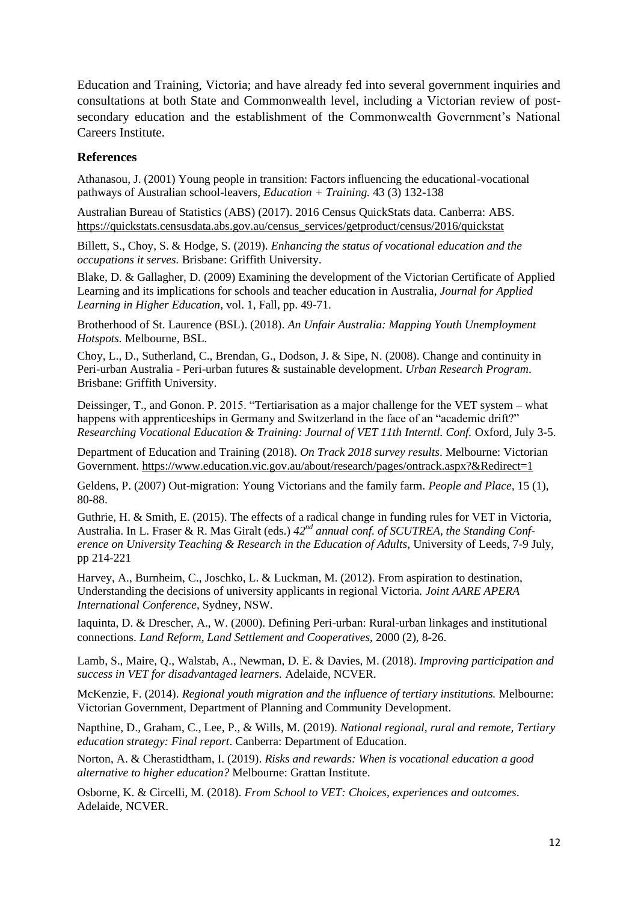Education and Training, Victoria; and have already fed into several government inquiries and consultations at both State and Commonwealth level, including a Victorian review of post-secondary education and the establishment of the Commonwealth Government's National Careers Institute.

### References

Athanasou, J. (2001) Young people in transition: Factors influencing the educational-vocational pathways of Australian school-leavers, *Education + Training.* 43 (3) 132-138

Australian Bureau of Statistics (ABS) (2017). 2016 Census QuickStats data. Canberra: ABS. https://quickstats.censusdata.abs.gov.au/census_services/getproduct/census/2016/quickstat

Billett, S., Choy, S. & Hodge, S. (2019). *Enhancing the status of vocational education and the occupations it serves.* Brisbane: Griffith University.

Blake, D. & Gallagher, D. (2009) Examining the development of the Victorian Certificate of Applied Learning and its implications for schools and teacher education in Australia, *Journal for Applied Learning in Higher Education*, vol. 1, Fall, pp. 49-71.

Brotherhood of St. Laurence (BSL). (2018). *An Unfair Australia: Mapping Youth Unemployment Hotspots.* Melbourne, BSL.

Choy, L., D., Sutherland, C., Brendan, G., Dodson, J. & Sipe, N. (2008). Change and continuity in Peri-urban Australia - Peri-urban futures & sustainable development. *Urban Research Program*. Brisbane: Griffith University.

Deissinger, T., and Gonon. P. 2015. "Tertiarisation as a major challenge for the VET system – what happens with apprenticeships in Germany and Switzerland in the face of an "academic drift?" *Researching Vocational Education & Training: Journal of VET 11th Interntl. Conf.* Oxford, July 3-5.

Department of Education and Training (2018). *On Track 2018 survey results*. Melbourne: Victorian Government. https://www.education.vic.gov.au/about/research/pages/ontrack.aspx?&Redirect=1

Geldens, P. (2007) Out-migration: Young Victorians and the family farm. *People and Place,* 15 (1), 80-88.

Guthrie, H. & Smith, E. (2015). The effects of a radical change in funding rules for VET in Victoria, Australia. In L. Fraser & R. Mas Giralt (eds.) *42nd annual conf. of SCUTREA, the Standing Conference on University Teaching & Research in the Education of Adults*, University of Leeds, 7-9 July, pp 214-221

Harvey, A., Burnheim, C., Joschko, L. & Luckman, M. (2012). From aspiration to destination, Understanding the decisions of university applicants in regional Victoria. *Joint AARE APERA International Conference*, Sydney, NSW.

Iaquinta, D. & Drescher, A., W. (2000). Defining Peri-urban: Rural-urban linkages and institutional connections. *Land Reform, Land Settlement and Cooperatives*, 2000 (2), 8-26.

Lamb, S., Maire, Q., Walstab, A., Newman, D. E. & Davies, M. (2018). *Improving participation and success in VET for disadvantaged learners.* Adelaide, NCVER.

McKenzie, F. (2014). *Regional youth migration and the influence of tertiary institutions.* Melbourne: Victorian Government, Department of Planning and Community Development.

Napthine, D., Graham, C., Lee, P., & Wills, M. (2019). *National regional, rural and remote, Tertiary education strategy: Final report*. Canberra: Department of Education.

Norton, A. & Cherastidtham, I. (2019). *Risks and rewards: When is vocational education a good alternative to higher education?* Melbourne: Grattan Institute.

Osborne, K. & Circelli, M. (2018). *From School to VET: Choices, experiences and outcomes*. Adelaide, NCVER.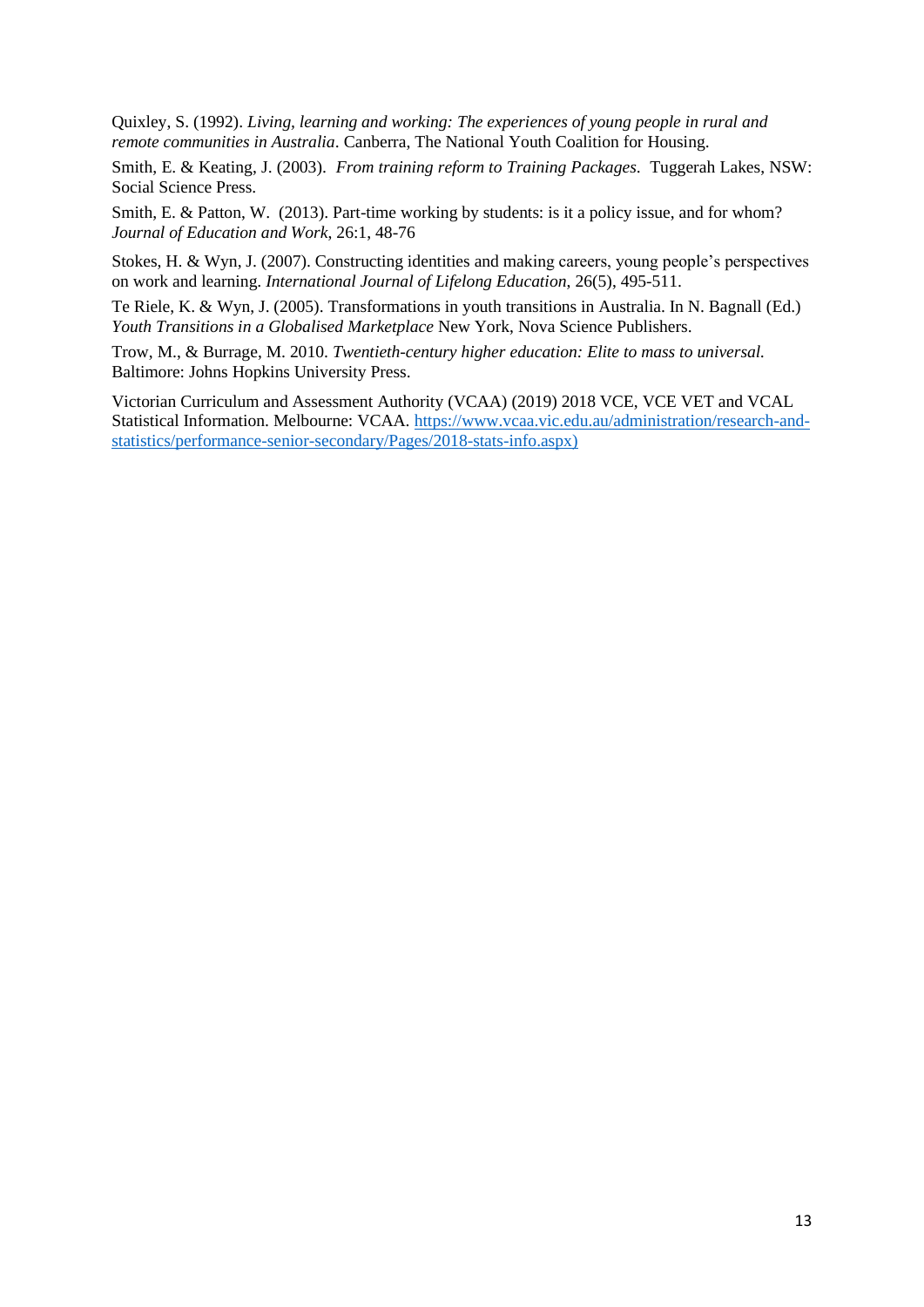Quixley, S. (1992). *Living, learning and working: The experiences of young people in rural and remote communities in Australia*. Canberra, The National Youth Coalition for Housing.

Smith, E. & Keating, J. (2003). *From training reform to Training Packages.* Tuggerah Lakes, NSW: Social Science Press.

Smith, E. & Patton, W. (2013). Part-time working by students: is it a policy issue, and for whom? *Journal of Education and Work*, 26:1, 48-76

Stokes, H. & Wyn, J. (2007). Constructing identities and making careers, young people's perspectives on work and learning. *International Journal of Lifelong Education*, 26(5), 495-511.

Te Riele, K. & Wyn, J. (2005). Transformations in youth transitions in Australia. In N. Bagnall (Ed.) *Youth Transitions in a Globalised Marketplace* New York, Nova Science Publishers.

Trow, M., & Burrage, M. 2010. *Twentieth-century higher education: Elite to mass to universal.* Baltimore: Johns Hopkins University Press.

Victorian Curriculum and Assessment Authority (VCAA) (2019) 2018 VCE, VCE VET and VCAL Statistical Information. Melbourne: VCAA. https://www.vcaa.vic.edu.au/administration/research-and-statistics/performance-senior-secondary/Pages/2018-stats-info.aspx)